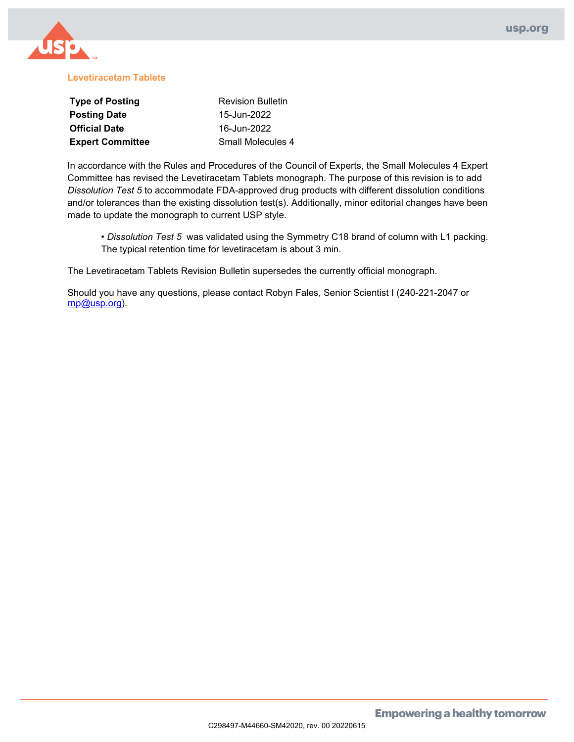# Levetiracetam Tablets

| | |
|---|---|
| **Type of Posting** | Revision Bulletin |
| **Posting Date** | 15-Jun-2022 |
| **Official Date** | 16-Jun-2022 |
| **Expert Committee** | Small Molecules 4 |

In accordance with the Rules and Procedures of the Council of Experts, the Small Molecules 4 Expert Committee has revised the Levetiracetam Tablets monograph. The purpose of this revision is to add *Dissolution Test 5* to accommodate FDA-approved drug products with different dissolution conditions and/or tolerances than the existing dissolution test(s). Additionally, minor editorial changes have been made to update the monograph to current USP style.

- *Dissolution Test 5* was validated using the Symmetry C18 brand of column with L1 packing. The typical retention time for levetiracetam is about 3 min.

The Levetiracetam Tablets Revision Bulletin supersedes the currently official monograph.

Should you have any questions, please contact Robyn Fales, Senior Scientist I (240-221-2047 or rnp@usp.org).

C298497-M44660-SM42020, rev. 00 20220615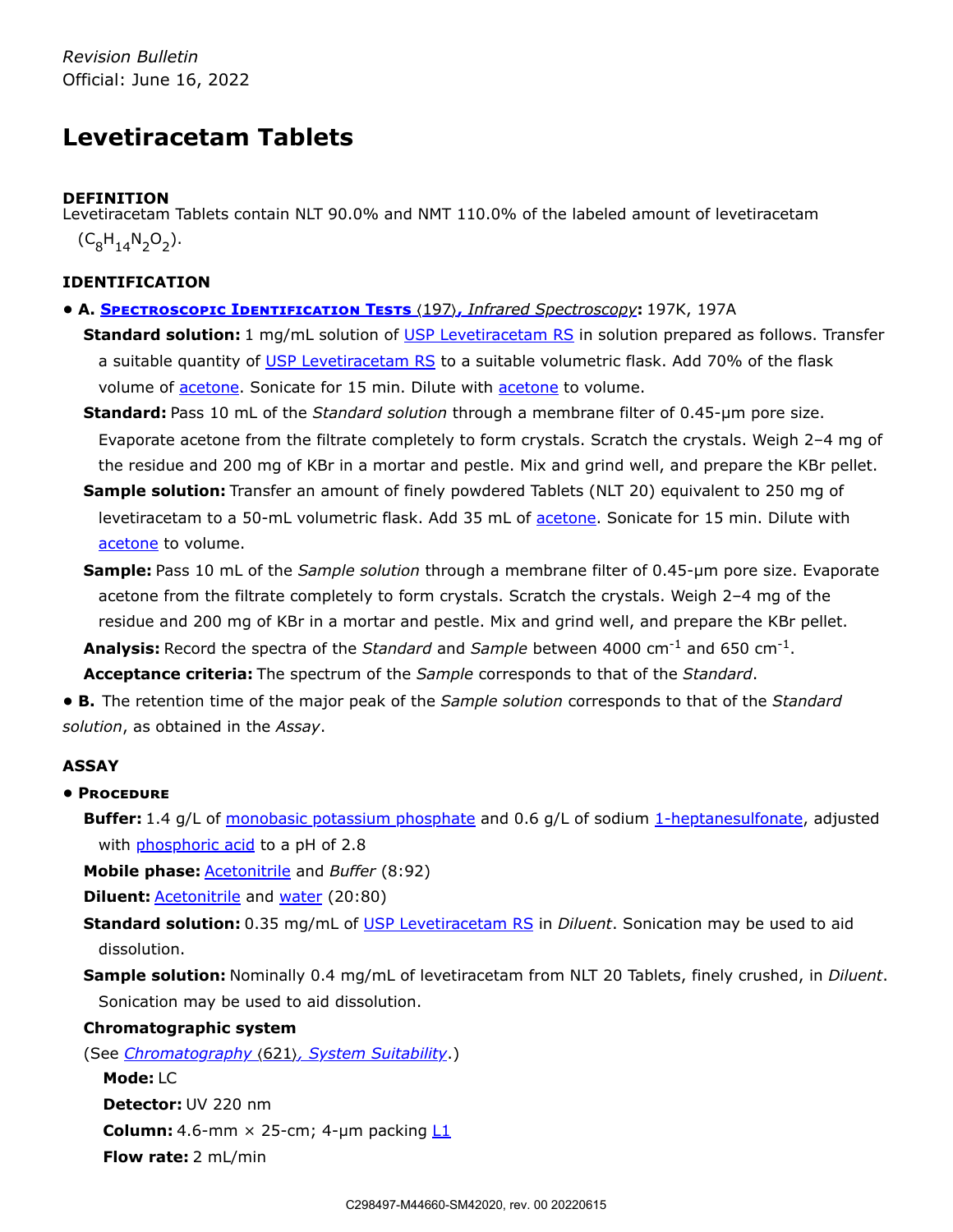*Revision Bulletin*
Official: June 16, 2022

# Levetiracetam Tablets

### DEFINITION

Levetiracetam Tablets contain NLT 90.0% and NMT 110.0% of the labeled amount of levetiracetam ($C_8H_{14}N_2O_2$).

### IDENTIFICATION

- **A. Spectroscopic Identification Tests ⟨197⟩, *Infrared Spectroscopy*:** 197K, 197A

  **Standard solution:** 1 mg/mL solution of USP Levetiracetam RS in solution prepared as follows. Transfer a suitable quantity of USP Levetiracetam RS to a suitable volumetric flask. Add 70% of the flask volume of acetone. Sonicate for 15 min. Dilute with acetone to volume.

  **Standard:** Pass 10 mL of the *Standard solution* through a membrane filter of 0.45-µm pore size. Evaporate acetone from the filtrate completely to form crystals. Scratch the crystals. Weigh 2–4 mg of the residue and 200 mg of KBr in a mortar and pestle. Mix and grind well, and prepare the KBr pellet.

  **Sample solution:** Transfer an amount of finely powdered Tablets (NLT 20) equivalent to 250 mg of levetiracetam to a 50-mL volumetric flask. Add 35 mL of acetone. Sonicate for 15 min. Dilute with acetone to volume.

  **Sample:** Pass 10 mL of the *Sample solution* through a membrane filter of 0.45-µm pore size. Evaporate acetone from the filtrate completely to form crystals. Scratch the crystals. Weigh 2–4 mg of the residue and 200 mg of KBr in a mortar and pestle. Mix and grind well, and prepare the KBr pellet.

  **Analysis:** Record the spectra of the *Standard* and *Sample* between 4000 cm$^{-1}$ and 650 cm$^{-1}$.

  **Acceptance criteria:** The spectrum of the *Sample* corresponds to that of the *Standard*.

- **B.** The retention time of the major peak of the *Sample solution* corresponds to that of the *Standard solution*, as obtained in the *Assay*.

### ASSAY

- **Procedure**

  **Buffer:** 1.4 g/L of monobasic potassium phosphate and 0.6 g/L of sodium 1-heptanesulfonate, adjusted with phosphoric acid to a pH of 2.8

  **Mobile phase:** Acetonitrile and *Buffer* (8:92)

  **Diluent:** Acetonitrile and water (20:80)

  **Standard solution:** 0.35 mg/mL of USP Levetiracetam RS in *Diluent*. Sonication may be used to aid dissolution.

  **Sample solution:** Nominally 0.4 mg/mL of levetiracetam from NLT 20 Tablets, finely crushed, in *Diluent*. Sonication may be used to aid dissolution.

  **Chromatographic system**

  (See *Chromatography* ⟨621⟩*, System Suitability*.)

  **Mode:** LC

  **Detector:** UV 220 nm

  **Column:** 4.6-mm × 25-cm; 4-µm packing L1

  **Flow rate:** 2 mL/min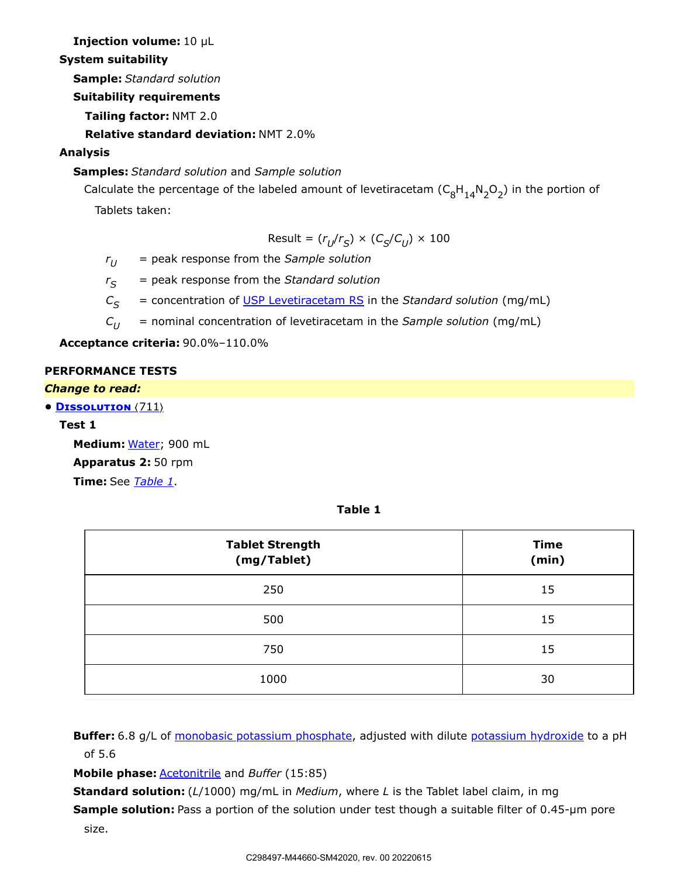**Injection volume:** 10 µL

**System suitability**

**Sample:** *Standard solution*

**Suitability requirements**

**Tailing factor:** NMT 2.0

**Relative standard deviation:** NMT 2.0%

**Analysis**

**Samples:** *Standard solution* and *Sample solution*

Calculate the percentage of the labeled amount of levetiracetam ($C_8H_{14}N_2O_2$) in the portion of Tablets taken:

$$\text{Result} = (r_U/r_S) \times (C_S/C_U) \times 100$$

$r_U$ = peak response from the *Sample solution*

$r_S$ = peak response from the *Standard solution*

$C_S$ = concentration of USP Levetiracetam RS in the *Standard solution* (mg/mL)

$C_U$ = nominal concentration of levetiracetam in the *Sample solution* (mg/mL)

**Acceptance criteria:** 90.0%–110.0%

**PERFORMANCE TESTS**

***Change to read:***

- **Dissolution** ⟨711⟩

**Test 1**

**Medium:** Water; 900 mL

**Apparatus 2:** 50 rpm

**Time:** See *Table 1*.

**Table 1**

| Tablet Strength (mg/Tablet) | Time (min) |
|---|---|
| 250 | 15 |
| 500 | 15 |
| 750 | 15 |
| 1000 | 30 |

**Buffer:** 6.8 g/L of monobasic potassium phosphate, adjusted with dilute potassium hydroxide to a pH of 5.6

**Mobile phase:** Acetonitrile and *Buffer* (15:85)

**Standard solution:** ($L$/1000) mg/mL in *Medium*, where $L$ is the Tablet label claim, in mg

**Sample solution:** Pass a portion of the solution under test though a suitable filter of 0.45-µm pore size.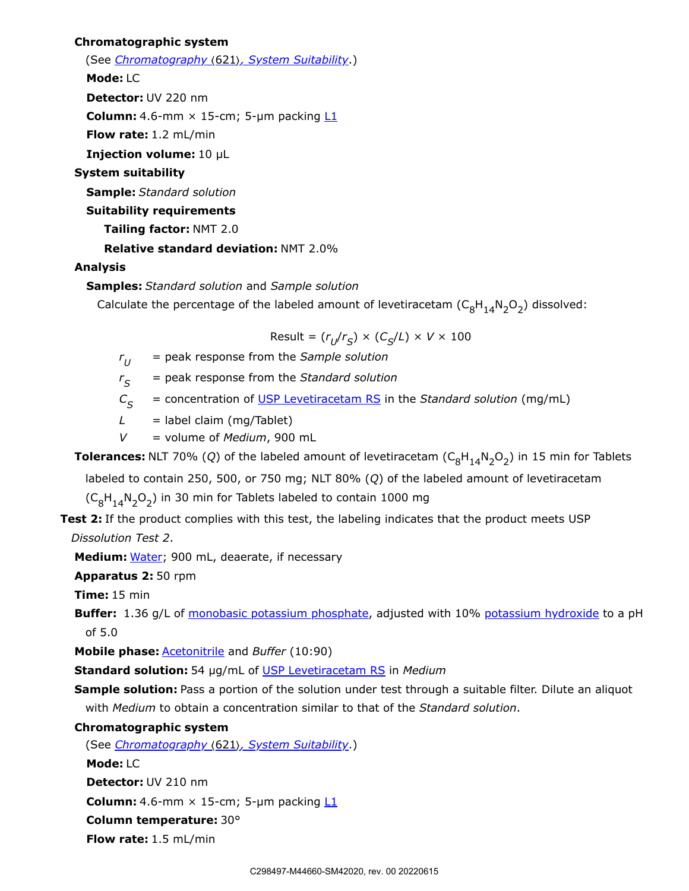**Chromatographic system**

(See *Chromatography* ⟨621⟩*, System Suitability*.)

**Mode:** LC

**Detector:** UV 220 nm

**Column:** 4.6-mm × 15-cm; 5-µm packing L1

**Flow rate:** 1.2 mL/min

**Injection volume:** 10 µL

**System suitability**

**Sample:** *Standard solution*

**Suitability requirements**

**Tailing factor:** NMT 2.0

**Relative standard deviation:** NMT 2.0%

**Analysis**

**Samples:** *Standard solution* and *Sample solution*

Calculate the percentage of the labeled amount of levetiracetam ($C_8H_{14}N_2O_2$) dissolved:

$$\text{Result} = (r_U/r_S) \times (C_S/L) \times V \times 100$$

$r_U$ = peak response from the *Sample solution*

$r_S$ = peak response from the *Standard solution*

$C_S$ = concentration of USP Levetiracetam RS in the *Standard solution* (mg/mL)

$L$ = label claim (mg/Tablet)

$V$ = volume of *Medium*, 900 mL

**Tolerances:** NLT 70% ($Q$) of the labeled amount of levetiracetam ($C_8H_{14}N_2O_2$) in 15 min for Tablets labeled to contain 250, 500, or 750 mg; NLT 80% ($Q$) of the labeled amount of levetiracetam ($C_8H_{14}N_2O_2$) in 30 min for Tablets labeled to contain 1000 mg

**Test 2:** If the product complies with this test, the labeling indicates that the product meets USP *Dissolution Test 2*.

**Medium:** Water; 900 mL, deaerate, if necessary

**Apparatus 2:** 50 rpm

**Time:** 15 min

**Buffer:** 1.36 g/L of monobasic potassium phosphate, adjusted with 10% potassium hydroxide to a pH of 5.0

**Mobile phase:** Acetonitrile and *Buffer* (10:90)

**Standard solution:** 54 µg/mL of USP Levetiracetam RS in *Medium*

**Sample solution:** Pass a portion of the solution under test through a suitable filter. Dilute an aliquot with *Medium* to obtain a concentration similar to that of the *Standard solution*.

**Chromatographic system**

(See *Chromatography* ⟨621⟩*, System Suitability*.)

**Mode:** LC

**Detector:** UV 210 nm

**Column:** 4.6-mm × 15-cm; 5-µm packing L1

**Column temperature:** 30°

**Flow rate:** 1.5 mL/min

C298497-M44660-SM42020, rev. 00 20220615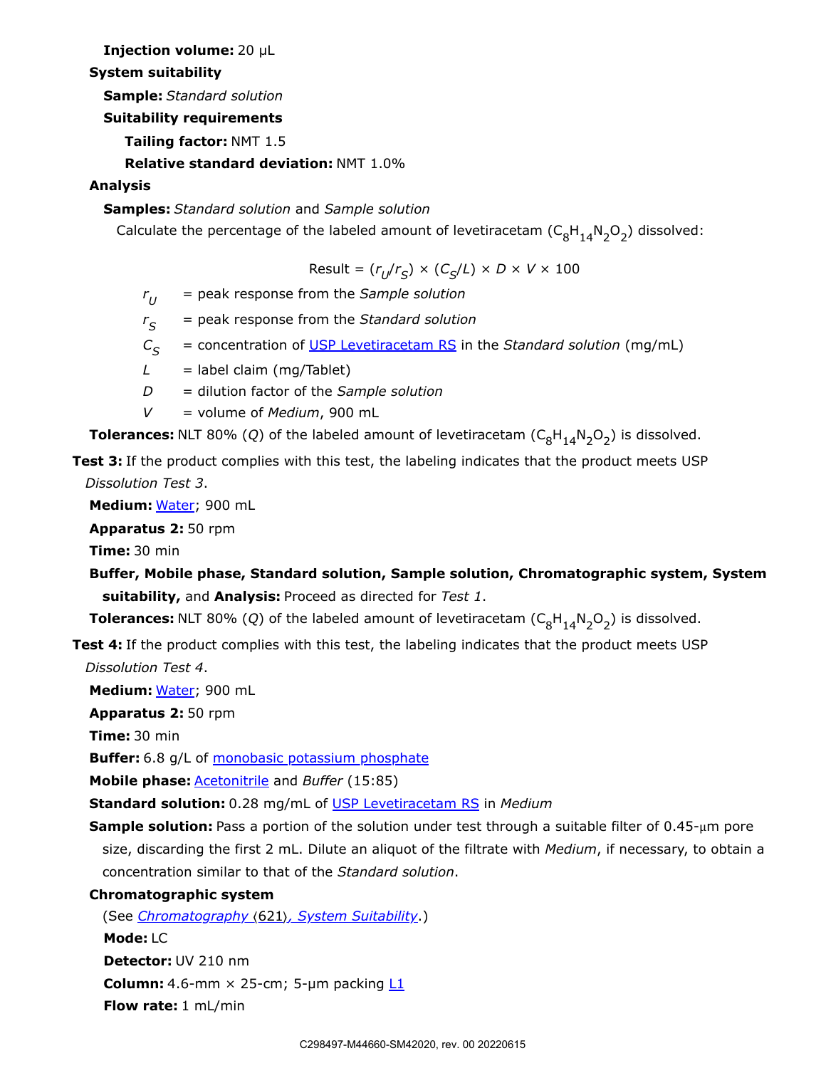**Injection volume:** 20 µL

**System suitability**

**Sample:** *Standard solution*

**Suitability requirements**

**Tailing factor:** NMT 1.5

**Relative standard deviation:** NMT 1.0%

**Analysis**

**Samples:** *Standard solution* and *Sample solution*

Calculate the percentage of the labeled amount of levetiracetam ($C_8H_{14}N_2O_2$) dissolved:

$$\text{Result} = (r_U/r_S) \times (C_S/L) \times D \times V \times 100$$

$r_U$ = peak response from the *Sample solution*

$r_S$ = peak response from the *Standard solution*

$C_S$ = concentration of USP Levetiracetam RS in the *Standard solution* (mg/mL)

$L$ = label claim (mg/Tablet)

$D$ = dilution factor of the *Sample solution*

$V$ = volume of *Medium*, 900 mL

**Tolerances:** NLT 80% ($Q$) of the labeled amount of levetiracetam ($C_8H_{14}N_2O_2$) is dissolved.

**Test 3:** If the product complies with this test, the labeling indicates that the product meets USP *Dissolution Test 3*.

**Medium:** Water; 900 mL

**Apparatus 2:** 50 rpm

**Time:** 30 min

**Buffer, Mobile phase, Standard solution, Sample solution, Chromatographic system, System suitability,** and **Analysis:** Proceed as directed for *Test 1*.

**Tolerances:** NLT 80% ($Q$) of the labeled amount of levetiracetam ($C_8H_{14}N_2O_2$) is dissolved.

**Test 4:** If the product complies with this test, the labeling indicates that the product meets USP *Dissolution Test 4*.

**Medium:** Water; 900 mL

**Apparatus 2:** 50 rpm

**Time:** 30 min

**Buffer:** 6.8 g/L of monobasic potassium phosphate

**Mobile phase:** Acetonitrile and *Buffer* (15:85)

**Standard solution:** 0.28 mg/mL of USP Levetiracetam RS in *Medium*

**Sample solution:** Pass a portion of the solution under test through a suitable filter of 0.45-µm pore size, discarding the first 2 mL. Dilute an aliquot of the filtrate with *Medium*, if necessary, to obtain a concentration similar to that of the *Standard solution*.

**Chromatographic system**

(See *Chromatography* ⟨621⟩*, System Suitability*.)

**Mode:** LC

**Detector:** UV 210 nm

**Column:** 4.6-mm × 25-cm; 5-µm packing L1

**Flow rate:** 1 mL/min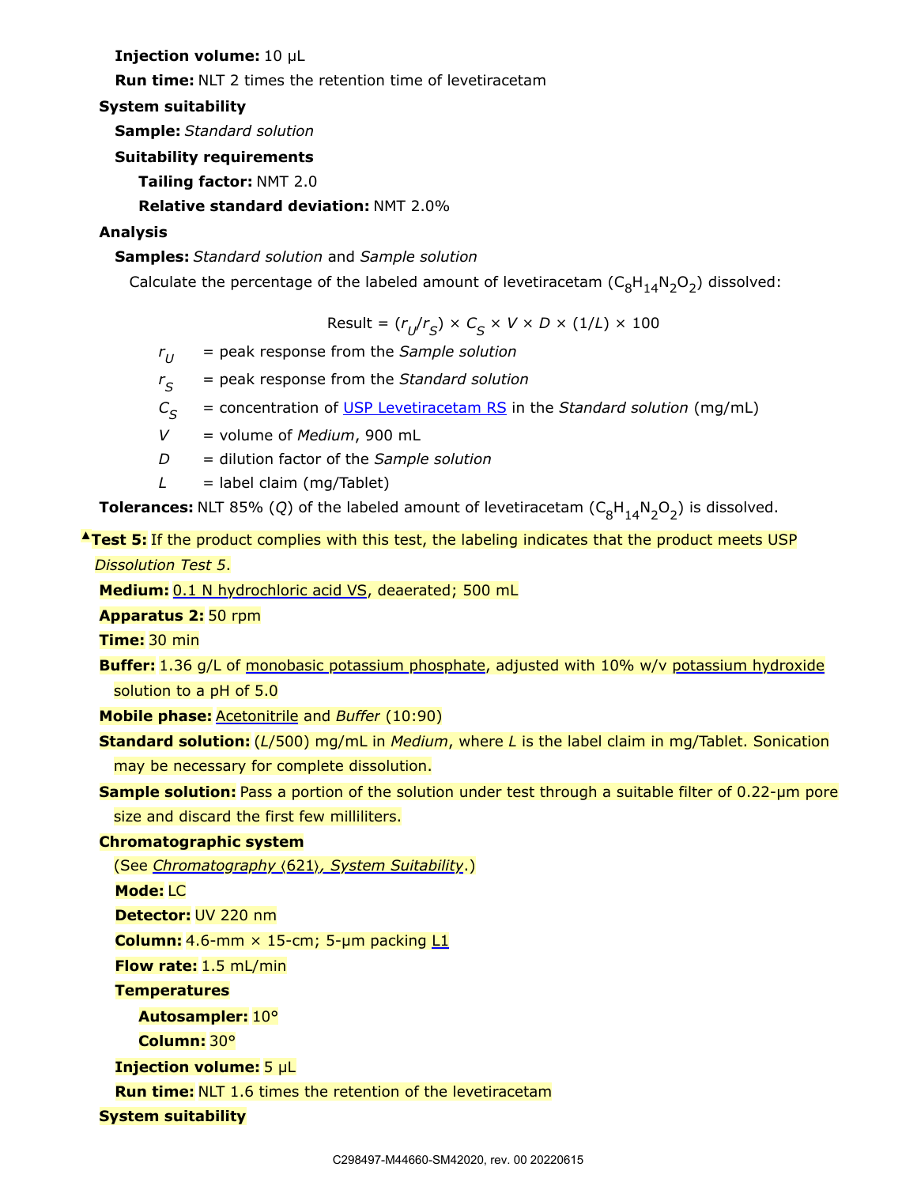**Injection volume:** 10 µL

**Run time:** NLT 2 times the retention time of levetiracetam

**System suitability**

**Sample:** *Standard solution*

**Suitability requirements**

**Tailing factor:** NMT 2.0

**Relative standard deviation:** NMT 2.0%

**Analysis**

**Samples:** *Standard solution* and *Sample solution*

Calculate the percentage of the labeled amount of levetiracetam ($C_8H_{14}N_2O_2$) dissolved:

$$\text{Result} = (r_U/r_S) \times C_S \times V \times D \times (1/L) \times 100$$

$r_U$ = peak response from the *Sample solution*

$r_S$ = peak response from the *Standard solution*

$C_S$ = concentration of USP Levetiracetam RS in the *Standard solution* (mg/mL)

$V$ = volume of *Medium*, 900 mL

$D$ = dilution factor of the *Sample solution*

$L$ = label claim (mg/Tablet)

**Tolerances:** NLT 85% ($Q$) of the labeled amount of levetiracetam ($C_8H_{14}N_2O_2$) is dissolved.

▲**Test 5:** If the product complies with this test, the labeling indicates that the product meets USP *Dissolution Test 5*.

**Medium:** 0.1 N hydrochloric acid VS, deaerated; 500 mL

**Apparatus 2:** 50 rpm

**Time:** 30 min

**Buffer:** 1.36 g/L of monobasic potassium phosphate, adjusted with 10% w/v potassium hydroxide solution to a pH of 5.0

**Mobile phase:** Acetonitrile and *Buffer* (10:90)

**Standard solution:** ($L$/500) mg/mL in *Medium*, where $L$ is the label claim in mg/Tablet. Sonication may be necessary for complete dissolution.

**Sample solution:** Pass a portion of the solution under test through a suitable filter of 0.22-µm pore size and discard the first few milliliters.

**Chromatographic system**

(See *Chromatography ⟨621⟩, System Suitability*.)

**Mode:** LC

**Detector:** UV 220 nm

**Column:** 4.6-mm × 15-cm; 5-µm packing L1

**Flow rate:** 1.5 mL/min

**Temperatures**

**Autosampler:** 10°

**Column:** 30°

**Injection volume:** 5 µL

**Run time:** NLT 1.6 times the retention of the levetiracetam

**System suitability**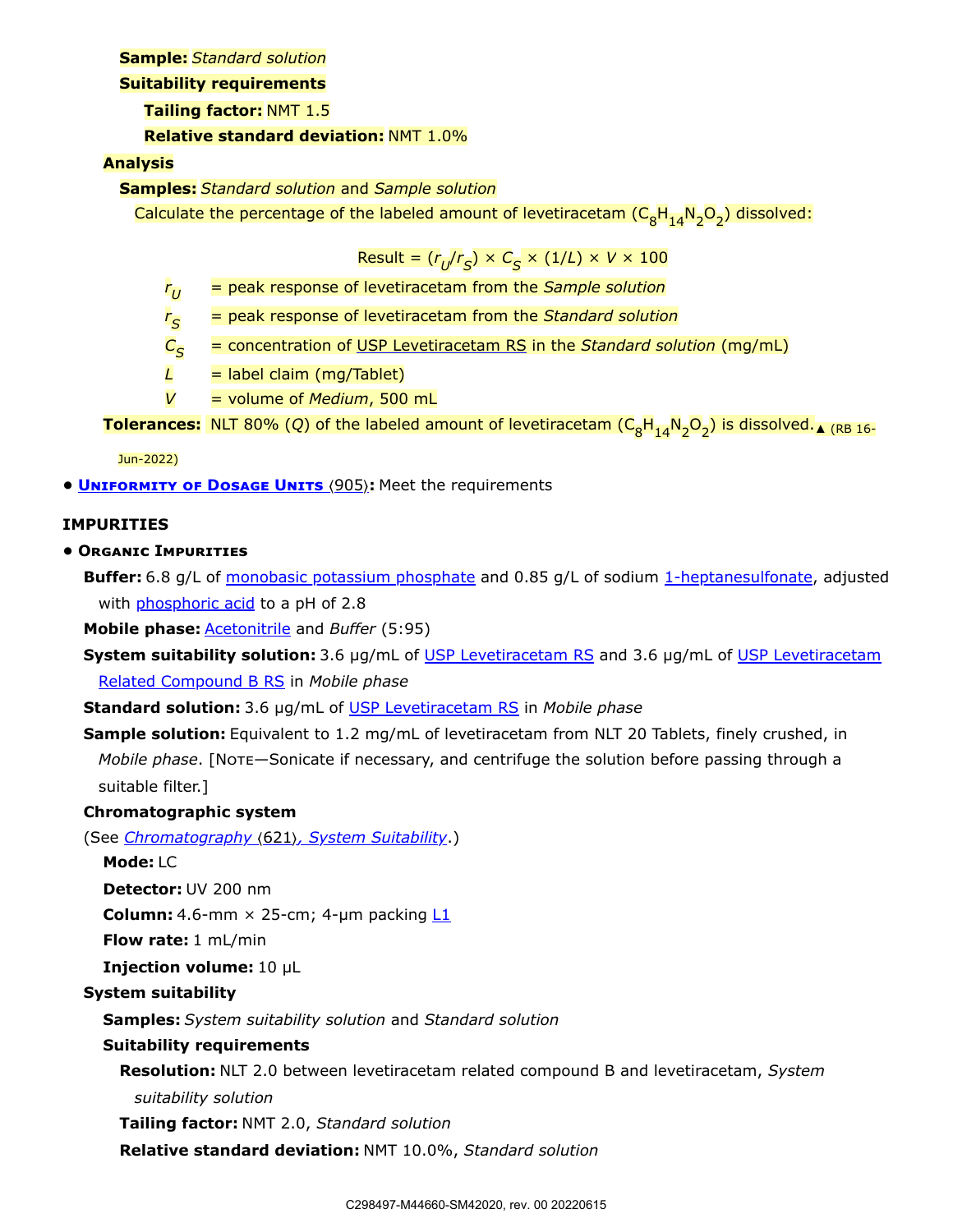**Sample:** *Standard solution*

**Suitability requirements**

**Tailing factor:** NMT 1.5

**Relative standard deviation:** NMT 1.0%

**Analysis**

**Samples:** *Standard solution* and *Sample solution*

Calculate the percentage of the labeled amount of levetiracetam ($C_8H_{14}N_2O_2$) dissolved:

$$\text{Result} = (r_U/r_S) \times C_S \times (1/L) \times V \times 100$$

$r_U$ = peak response of levetiracetam from the *Sample solution*

$r_S$ = peak response of levetiracetam from the *Standard solution*

$C_S$ = concentration of USP Levetiracetam RS in the *Standard solution* (mg/mL)

$L$ = label claim (mg/Tablet)

$V$ = volume of *Medium*, 500 mL

**Tolerances:** NLT 80% (*Q*) of the labeled amount of levetiracetam ($C_8H_{14}N_2O_2$) is dissolved.▲ (RB 16-Jun-2022)

- **Uniformity of Dosage Units** ⟨905⟩**:** Meet the requirements

## IMPURITIES

- **Organic Impurities**

**Buffer:** 6.8 g/L of monobasic potassium phosphate and 0.85 g/L of sodium 1-heptanesulfonate, adjusted with phosphoric acid to a pH of 2.8

**Mobile phase:** Acetonitrile and *Buffer* (5:95)

**System suitability solution:** 3.6 µg/mL of USP Levetiracetam RS and 3.6 µg/mL of USP Levetiracetam Related Compound B RS in *Mobile phase*

**Standard solution:** 3.6 µg/mL of USP Levetiracetam RS in *Mobile phase*

**Sample solution:** Equivalent to 1.2 mg/mL of levetiracetam from NLT 20 Tablets, finely crushed, in *Mobile phase*. [Note—Sonicate if necessary, and centrifuge the solution before passing through a suitable filter.]

**Chromatographic system**

(See *Chromatography* ⟨621⟩*, System Suitability*.)

**Mode:** LC

**Detector:** UV 200 nm

**Column:** 4.6-mm × 25-cm; 4-µm packing L1

**Flow rate:** 1 mL/min

**Injection volume:** 10 µL

**System suitability**

**Samples:** *System suitability solution* and *Standard solution*

**Suitability requirements**

**Resolution:** NLT 2.0 between levetiracetam related compound B and levetiracetam, *System suitability solution*

**Tailing factor:** NMT 2.0, *Standard solution*

**Relative standard deviation:** NMT 10.0%, *Standard solution*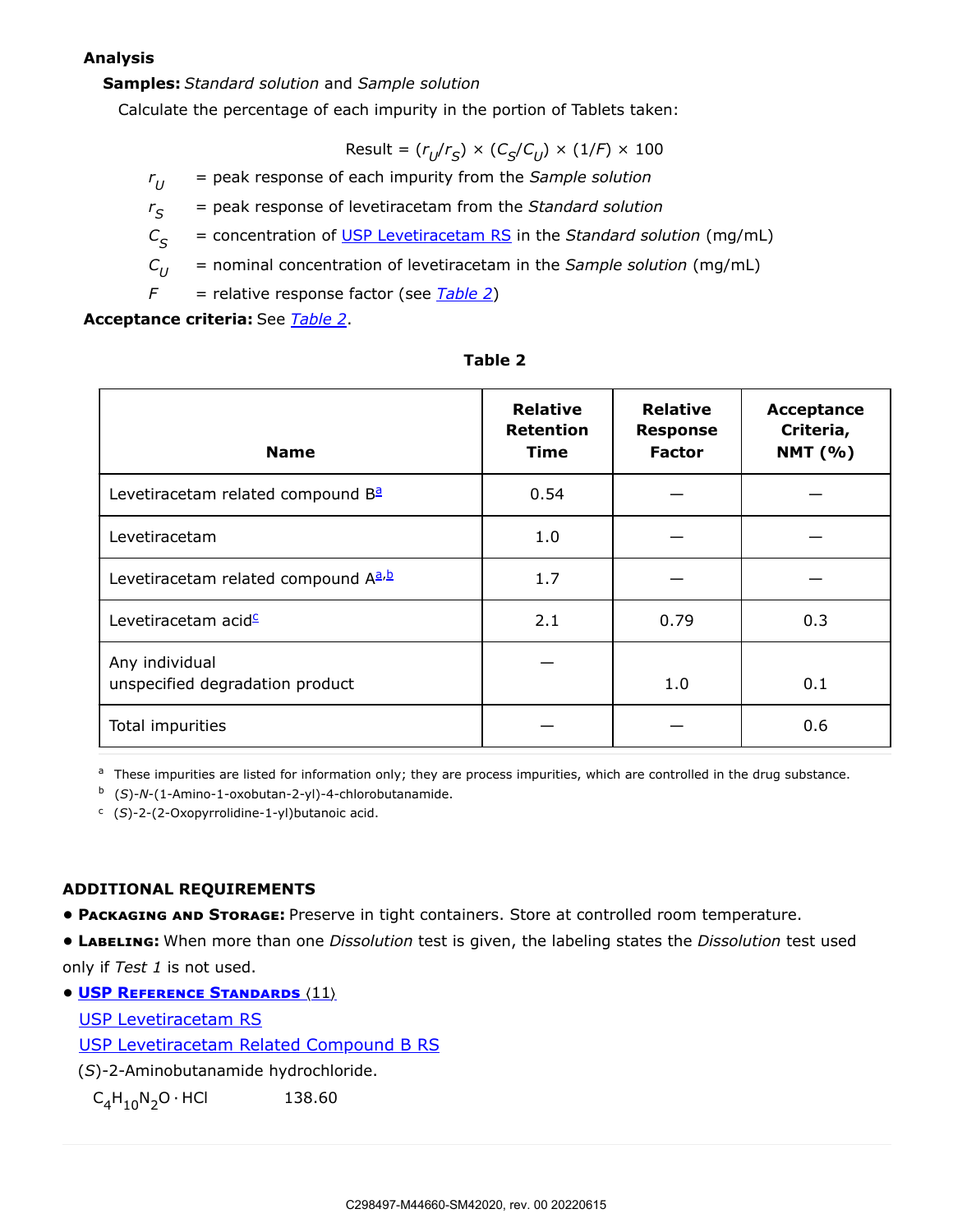**Analysis**

**Samples:** *Standard solution* and *Sample solution*

Calculate the percentage of each impurity in the portion of Tablets taken:

$$\text{Result} = (r_U/r_S) \times (C_S/C_U) \times (1/F) \times 100$$

- $r_U$ = peak response of each impurity from the *Sample solution*
- $r_S$ = peak response of levetiracetam from the *Standard solution*
- $C_S$ = concentration of USP Levetiracetam RS in the *Standard solution* (mg/mL)
- $C_U$ = nominal concentration of levetiracetam in the *Sample solution* (mg/mL)
- $F$ = relative response factor (see *Table 2*)

**Acceptance criteria:** See *Table 2*.

**Table 2**

| Name | Relative Retention Time | Relative Response Factor | Acceptance Criteria, NMT (%) |
|---|---|---|---|
| Levetiracetam related compound B[a] | 0.54 | — | — |
| Levetiracetam | 1.0 | — | — |
| Levetiracetam related compound A[a,b] | 1.7 | — | — |
| Levetiracetam acid[c] | 2.1 | 0.79 | 0.3 |
| Any individual unspecified degradation product | — | 1.0 | 0.1 |
| Total impurities | — | — | 0.6 |

[a] These impurities are listed for information only; they are process impurities, which are controlled in the drug substance.

[b] (*S*)-*N*-(1-Amino-1-oxobutan-2-yl)-4-chlorobutanamide.

[c] (*S*)-2-(2-Oxopyrrolidine-1-yl)butanoic acid.

## ADDITIONAL REQUIREMENTS

- **Packaging and Storage:** Preserve in tight containers. Store at controlled room temperature.
- **Labeling:** When more than one *Dissolution* test is given, the labeling states the *Dissolution* test used only if *Test 1* is not used.
- **USP Reference Standards** ⟨11⟩

  USP Levetiracetam RS

  USP Levetiracetam Related Compound B RS

  (*S*)-2-Aminobutanamide hydrochloride.

  $C_4H_{10}N_2O \cdot HCl$ 138.60

C298497-M44660-SM42020, rev. 00 20220615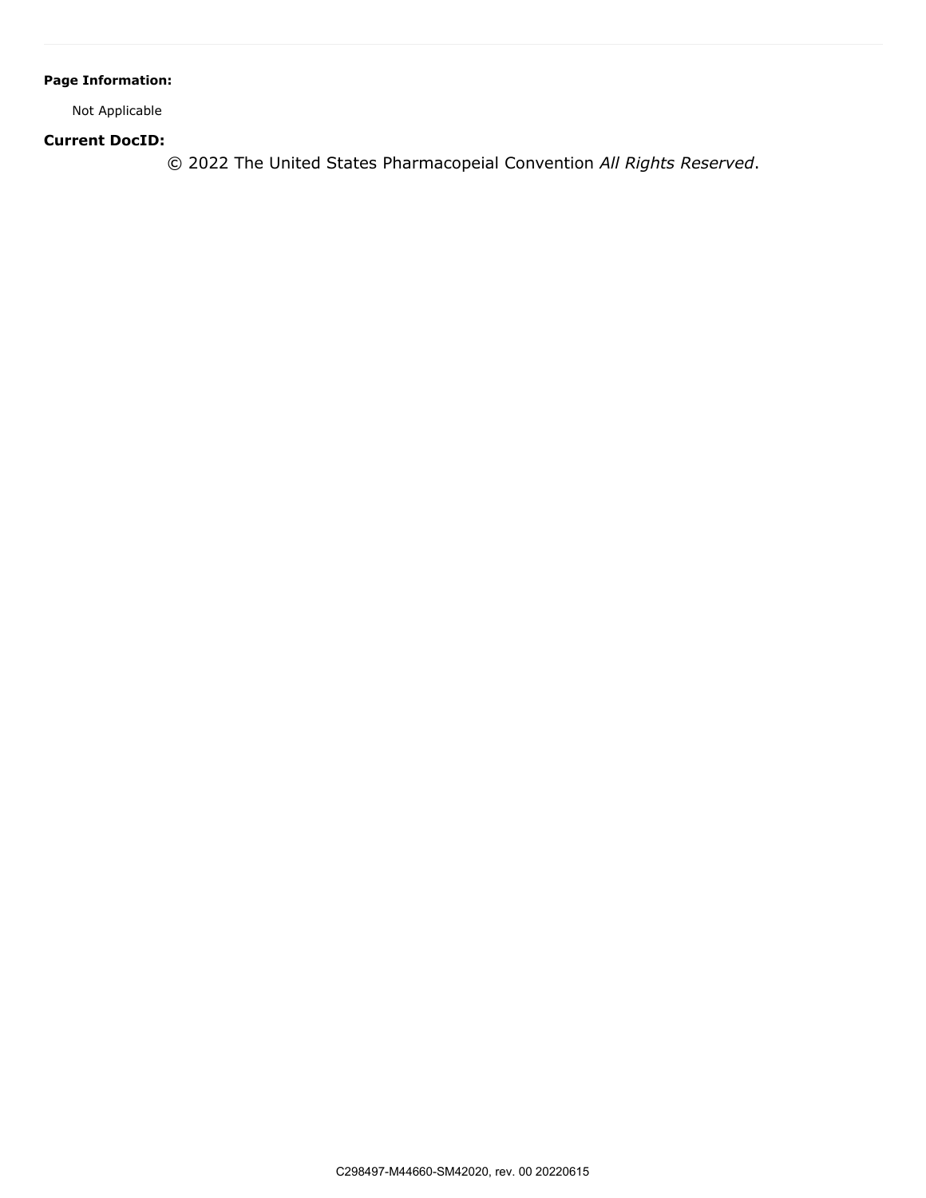**Page Information:**

Not Applicable

**Current DocID:**

© 2022 The United States Pharmacopeial Convention *All Rights Reserved*.